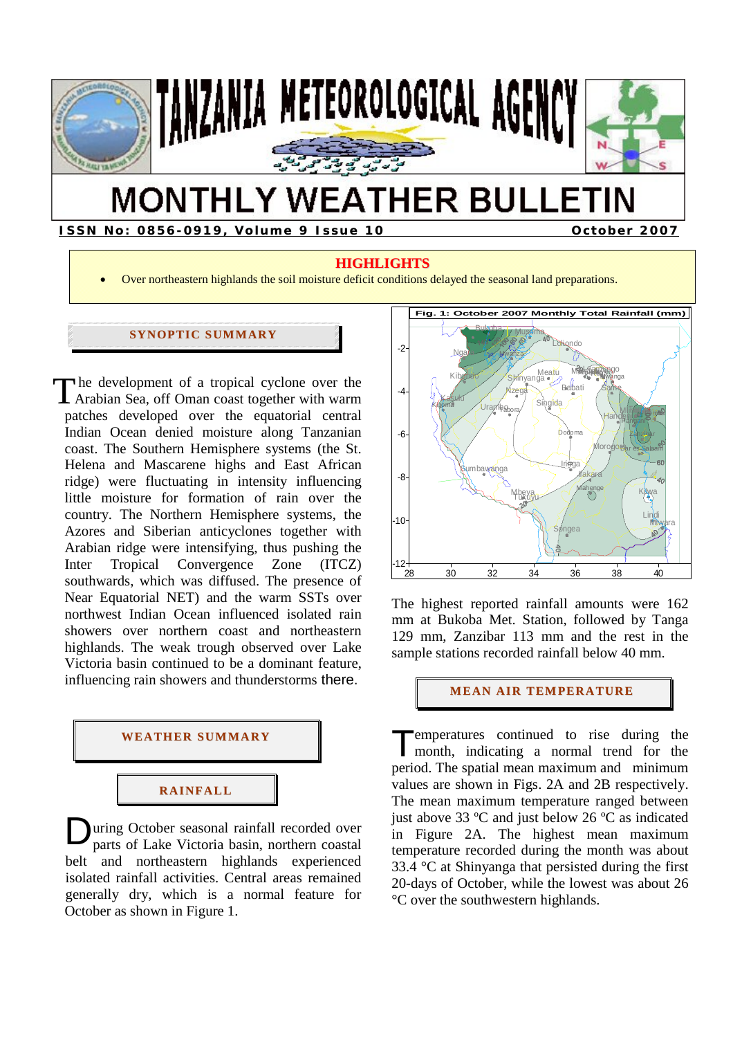# TANZANIA METEOROLOGICAL AGENCY

# MONTHLY WEATHER BULLETIN

**ISSN No: 0856-0919, Volume 9 Issue 10** **October 2007**

## HIGHLIGHTS

- Over northeastern highlands the soil moisture deficit conditions delayed the seasonal land preparations.

## SYNOPTIC SUMMARY

The development of a tropical cyclone over the Arabian Sea, off Oman coast together with warm patches developed over the equatorial central Indian Ocean denied moisture along Tanzanian coast. The Southern Hemisphere systems (the St. Helena and Mascarene highs and East African ridge) were fluctuating in intensity influencing little moisture for formation of rain over the country. The Northern Hemisphere systems, the Azores and Siberian anticyclones together with Arabian ridge were intensifying, thus pushing the Inter Tropical Convergence Zone (ITCZ) southwards, which was diffused. The presence of Near Equatorial NET) and the warm SSTs over northwest Indian Ocean influenced isolated rain showers over northern coast and northeastern highlands. The weak trough observed over Lake Victoria basin continued to be a dominant feature, influencing rain showers and thunderstorms there.

## WEATHER SUMMARY

### RAINFALL

During October seasonal rainfall recorded over parts of Lake Victoria basin, northern coastal belt and northeastern highlands experienced isolated rainfall activities. Central areas remained generally dry, which is a normal feature for October as shown in Figure 1.

Fig. 1: October 2007 Monthly Total Rainfall (mm)

The highest reported rainfall amounts were 162 mm at Bukoba Met. Station, followed by Tanga 129 mm, Zanzibar 113 mm and the rest in the sample stations recorded rainfall below 40 mm.

### MEAN AIR TEMPERATURE

Temperatures continued to rise during the month, indicating a normal trend for the period. The spatial mean maximum and minimum values are shown in Figs. 2A and 2B respectively. The mean maximum temperature ranged between just above 33 ºC and just below 26 ºC as indicated in Figure 2A. The highest mean maximum temperature recorded during the month was about 33.4 °C at Shinyanga that persisted during the first 20-days of October, while the lowest was about 26 °C over the southwestern highlands.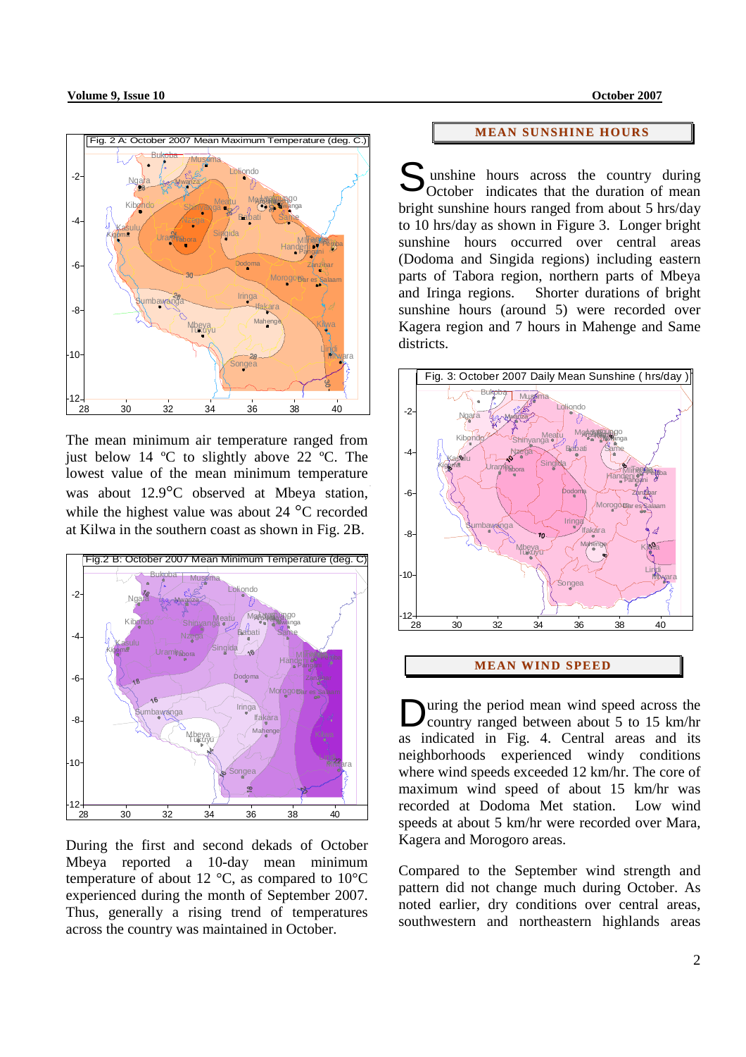Fig. 2 A: October 2007 Mean Maximum Temperature (deg. C.)

The mean minimum air temperature ranged from just below 14 ºC to slightly above 22 ºC. The lowest value of the mean minimum temperature was about 12.9°C observed at Mbeya station, while the highest value was about 24 °C recorded at Kilwa in the southern coast as shown in Fig. 2B.

Fig.2 B: October 2007 Mean Minimum Temperature (deg. C)

During the first and second dekads of October Mbeya reported a 10-day mean minimum temperature of about 12 °C, as compared to 10°C experienced during the month of September 2007. Thus, generally a rising trend of temperatures across the country was maintained in October.

## MEAN SUNSHINE HOURS

Sunshine hours across the country during October indicates that the duration of mean bright sunshine hours ranged from about 5 hrs/day to 10 hrs/day as shown in Figure 3. Longer bright sunshine hours occurred over central areas (Dodoma and Singida regions) including eastern parts of Tabora region, northern parts of Mbeya and Iringa regions. Shorter durations of bright sunshine hours (around 5) were recorded over Kagera region and 7 hours in Mahenge and Same districts.

Fig. 3: October 2007 Daily Mean Sunshine ( hrs/day )

## MEAN WIND SPEED

During the period mean wind speed across the country ranged between about 5 to 15 km/hr as indicated in Fig. 4. Central areas and its neighborhoods experienced windy conditions where wind speeds exceeded 12 km/hr. The core of maximum wind speed of about 15 km/hr was recorded at Dodoma Met station. Low wind speeds at about 5 km/hr were recorded over Mara, Kagera and Morogoro areas.

Compared to the September wind strength and pattern did not change much during October. As noted earlier, dry conditions over central areas, southwestern and northeastern highlands areas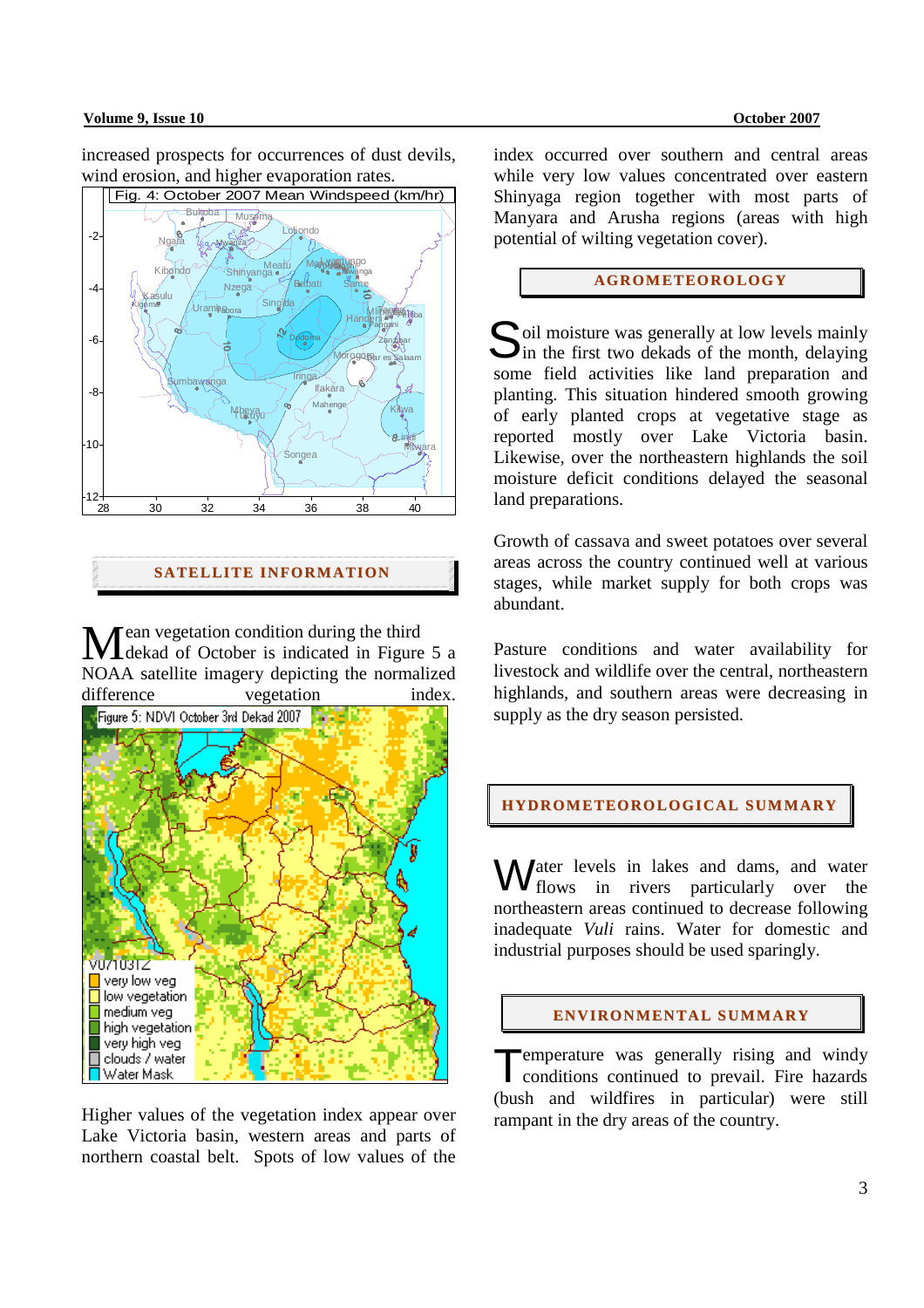increased prospects for occurrences of dust devils, wind erosion, and higher evaporation rates.

Fig. 4: October 2007 Mean Windspeed (km/hr)

## SATELLITE INFORMATION

Mean vegetation condition during the third dekad of October is indicated in Figure 5 a NOAA satellite imagery depicting the normalized difference vegetation index.

Figure 5: NDVI October 3rd Dekad 2007

Higher values of the vegetation index appear over Lake Victoria basin, western areas and parts of northern coastal belt. Spots of low values of the index occurred over southern and central areas while very low values concentrated over eastern Shinyaga region together with most parts of Manyara and Arusha regions (areas with high potential of wilting vegetation cover).

## AGROMETEOROLOGY

Soil moisture was generally at low levels mainly in the first two dekads of the month, delaying some field activities like land preparation and planting. This situation hindered smooth growing of early planted crops at vegetative stage as reported mostly over Lake Victoria basin. Likewise, over the northeastern highlands the soil moisture deficit conditions delayed the seasonal land preparations.

Growth of cassava and sweet potatoes over several areas across the country continued well at various stages, while market supply for both crops was abundant.

Pasture conditions and water availability for livestock and wildlife over the central, northeastern highlands, and southern areas were decreasing in supply as the dry season persisted.

## HYDROMETEOROLOGICAL SUMMARY

Water levels in lakes and dams, and water flows in rivers particularly over the northeastern areas continued to decrease following inadequate *Vuli* rains. Water for domestic and industrial purposes should be used sparingly.

## ENVIRONMENTAL SUMMARY

Temperature was generally rising and windy conditions continued to prevail. Fire hazards (bush and wildfires in particular) were still rampant in the dry areas of the country.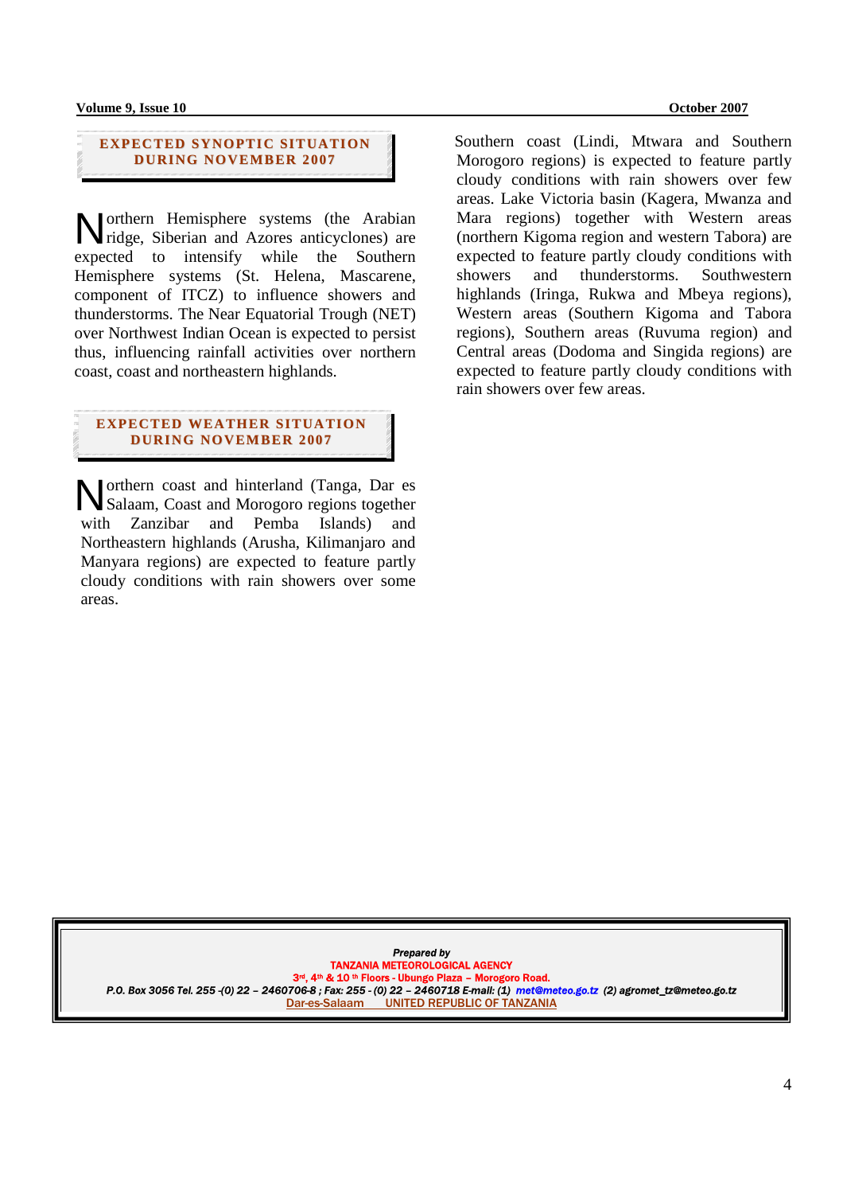## EXPECTED SYNOPTIC SITUATION DURING NOVEMBER 2007

Northern Hemisphere systems (the Arabian ridge, Siberian and Azores anticyclones) are expected to intensify while the Southern Hemisphere systems (St. Helena, Mascarene, component of ITCZ) to influence showers and thunderstorms. The Near Equatorial Trough (NET) over Northwest Indian Ocean is expected to persist thus, influencing rainfall activities over northern coast, coast and northeastern highlands.

## EXPECTED WEATHER SITUATION DURING NOVEMBER 2007

Northern coast and hinterland (Tanga, Dar es Salaam, Coast and Morogoro regions together with Zanzibar and Pemba Islands) and Northeastern highlands (Arusha, Kilimanjaro and Manyara regions) are expected to feature partly cloudy conditions with rain showers over some areas.

Southern coast (Lindi, Mtwara and Southern Morogoro regions) is expected to feature partly cloudy conditions with rain showers over few areas. Lake Victoria basin (Kagera, Mwanza and Mara regions) together with Western areas (northern Kigoma region and western Tabora) are expected to feature partly cloudy conditions with showers and thunderstorms. Southwestern highlands (Iringa, Rukwa and Mbeya regions), Western areas (Southern Kigoma and Tabora regions), Southern areas (Ruvuma region) and Central areas (Dodoma and Singida regions) are expected to feature partly cloudy conditions with rain showers over few areas.

*Prepared by*
**TANZANIA METEOROLOGICAL AGENCY**
3rd, 4th & 10th Floors - Ubungo Plaza – Morogoro Road.
P.O. Box 3056 Tel. 255 -(0) 22 – 2460706-8 ; Fax: 255 - (0) 22 – 2460718 E-mail: (1) met@meteo.go.tz (2) agromet_tz@meteo.go.tz
Dar-es-Salaam UNITED REPUBLIC OF TANZANIA